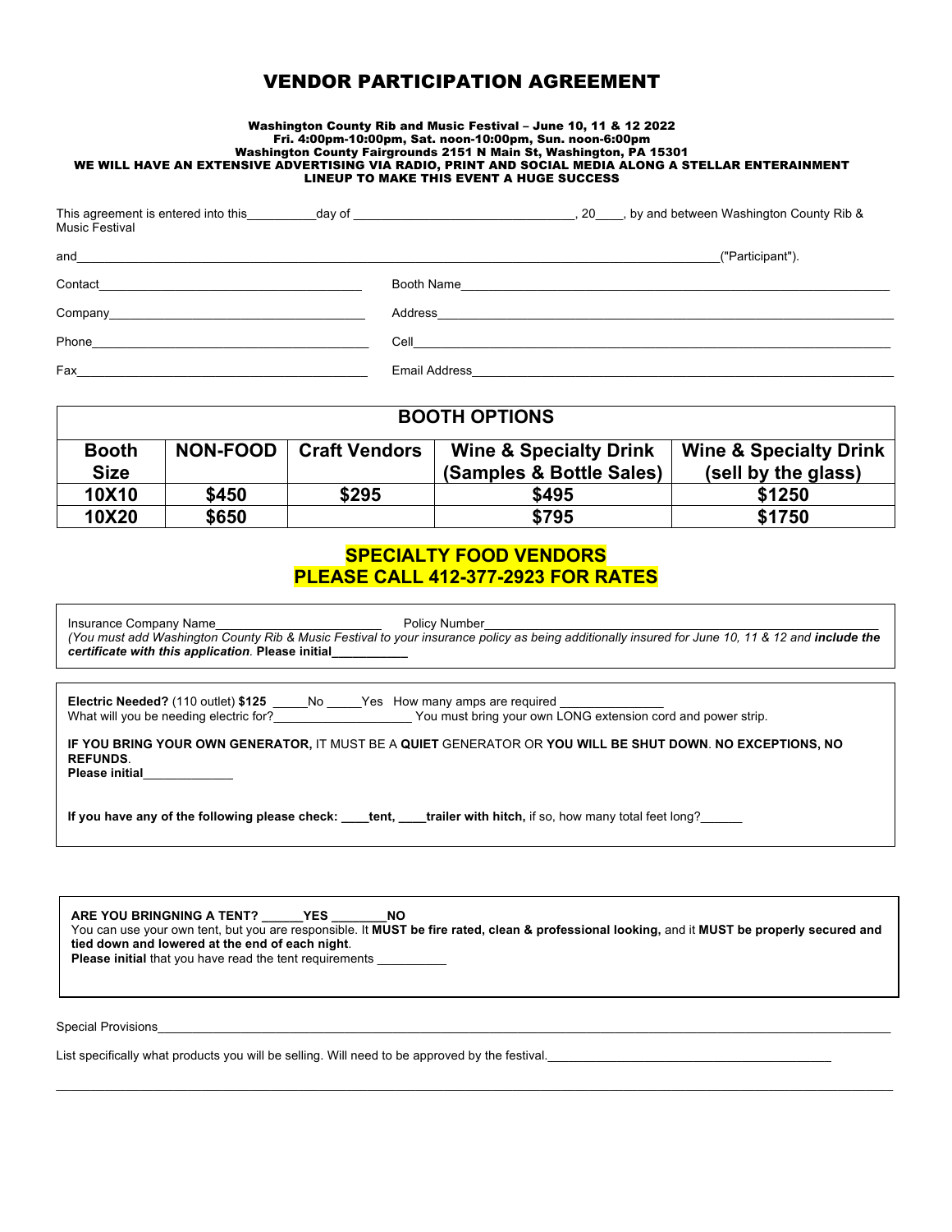# VENDOR PARTICIPATION AGREEMENT

**Washington County Rib and Music Festival – June 10, 11 & 12 2022**
**Fri. 4:00pm-10:00pm, Sat. noon-10:00pm, Sun. noon-6:00pm**
**Washington County Fairgrounds 2151 N Main St, Washington, PA 15301**
**WE WILL HAVE AN EXTENSIVE ADVERTISING VIA RADIO, PRINT AND SOCIAL MEDIA ALONG A STELLAR ENTERAINMENT LINEUP TO MAKE THIS EVENT A HUGE SUCCESS**

This agreement is entered into this__________day of ______________________________, 20____, by and between Washington County Rib & Music Festival

and_______________________________________________________________________________________("Participant").

Contact_______________________________________ Booth Name_____________________________________________

Company______________________________________ Address________________________________________________

Phone________________________________________ Cell___________________________________________________

Fax__________________________________________ Email Address__________________________________________

| BOOTH OPTIONS | | | | |
|---|---|---|---|---|
| **Booth Size** | **NON-FOOD** | **Craft Vendors** | **Wine & Specialty Drink (Samples & Bottle Sales)** | **Wine & Specialty Drink (sell by the glass)** |
| **10X10** | **$450** | **$295** | **$495** | **$1250** |
| **10X20** | **$650** | | **$795** | **$1750** |

**SPECIALTY FOOD VENDORS**
**PLEASE CALL 412-377-2923 FOR RATES**

Insurance Company Name________________________ Policy Number______________________________________________
*(You must add Washington County Rib & Music Festival to your insurance policy as being additionally insured for June 10, 11 & 12 and* ***include the certificate with this application****.* **Please initial___________**

**Electric Needed?** (110 outlet) **$125** _____No _____Yes How many amps are required _______________
What will you be needing electric for?____________________ You must bring your own LONG extension cord and power strip.

**IF YOU BRING YOUR OWN GENERATOR,** IT MUST BE A **QUIET** GENERATOR OR **YOU WILL BE SHUT DOWN**. **NO EXCEPTIONS, NO REFUNDS**.
**Please initial**_____________

**If you have any of the following please check: ____tent, ____trailer with hitch,** if so, how many total feet long?______

**ARE YOU BRINGNING A TENT? ______YES ________NO**
You can use your own tent, but you are responsible. It **MUST be fire rated, clean & professional looking,** and it **MUST be properly secured and tied down and lowered at the end of each night**.
**Please initial** that you have read the tent requirements __________

Special Provisions______________________________________________________________________________________

List specifically what products you will be selling. Will need to be approved by the festival.__________________________________

_______________________________________________________________________________________________________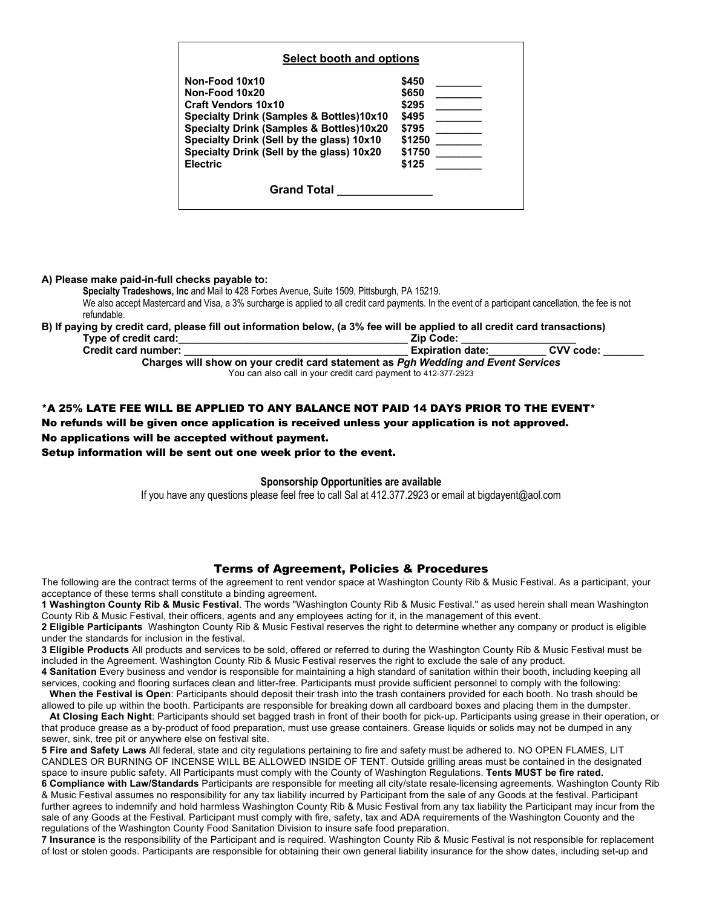### Select booth and options

| | | |
|---|---|---|
| **Non-Food 10x10** | **$450** | ________ |
| **Non-Food 10x20** | **$650** | ________ |
| **Craft Vendors 10x10** | **$295** | ________ |
| **Specialty Drink (Samples & Bottles)10x10** | **$495** | ________ |
| **Specialty Drink (Samples & Bottles)10x20** | **$795** | ________ |
| **Specialty Drink (Sell by the glass) 10x10** | **$1250** | ________ |
| **Specialty Drink (Sell by the glass) 10x20** | **$1750** | ________ |
| **Electric** | **$125** | ________ |

**Grand Total _______________**

**A) Please make paid-in-full checks payable to:**

**Specialty Tradeshows, Inc** and Mail to 428 Forbes Avenue, Suite 1509, Pittsburgh, PA 15219.
We also accept Mastercard and Visa, a 3% surcharge is applied to all credit card payments. In the event of a participant cancellation, the fee is not refundable.

**B) If paying by credit card, please fill out information below, (a 3% fee will be applied to all credit card transactions)**

**Type of credit card:_______________________________________ Zip Code: __________________**

**Credit card number: _______________________________________ Expiration date:__________ CVV code: _______**

**Charges will show on your credit card statement as *Pgh Wedding and Event Services***

You can also call in your credit card payment to 412-377-2923

**\*A 25% LATE FEE WILL BE APPLIED TO ANY BALANCE NOT PAID 14 DAYS PRIOR TO THE EVENT\***

**No refunds will be given once application is received unless your application is not approved.**

**No applications will be accepted without payment.**

**Setup information will be sent out one week prior to the event.**

**Sponsorship Opportunities are available**

If you have any questions please feel free to call Sal at 412.377.2923 or email at bigdayent@aol.com

## Terms of Agreement, Policies & Procedures

The following are the contract terms of the agreement to rent vendor space at Washington County Rib & Music Festival. As a participant, your acceptance of these terms shall constitute a binding agreement.

**1 Washington County Rib & Music Festival**. The words "Washington County Rib & Music Festival." as used herein shall mean Washington County Rib & Music Festival, their officers, agents and any employees acting for it, in the management of this event.

**2 Eligible Participants** Washington County Rib & Music Festival reserves the right to determine whether any company or product is eligible under the standards for inclusion in the festival.

**3 Eligible Products** All products and services to be sold, offered or referred to during the Washington County Rib & Music Festival must be included in the Agreement. Washington County Rib & Music Festival reserves the right to exclude the sale of any product.

**4 Sanitation** Every business and vendor is responsible for maintaining a high standard of sanitation within their booth, including keeping all services, cooking and flooring surfaces clean and litter-free. Participants must provide sufficient personnel to comply with the following:

**When the Festival is Open**: Participants should deposit their trash into the trash containers provided for each booth. No trash should be allowed to pile up within the booth. Participants are responsible for breaking down all cardboard boxes and placing them in the dumpster.

**At Closing Each Night**: Participants should set bagged trash in front of their booth for pick-up. Participants using grease in their operation, or that produce grease as a by-product of food preparation, must use grease containers. Grease liquids or solids may not be dumped in any sewer, sink, tree pit or anywhere else on festival site.

**5 Fire and Safety Laws** All federal, state and city regulations pertaining to fire and safety must be adhered to. NO OPEN FLAMES, LIT CANDLES OR BURNING OF INCENSE WILL BE ALLOWED INSIDE OF TENT. Outside grilling areas must be contained in the designated space to insure public safety. All Participants must comply with the County of Washington Regulations. **Tents MUST be fire rated.**

**6 Compliance with Law/Standards** Participants are responsible for meeting all city/state resale-licensing agreements. Washington County Rib & Music Festival assumes no responsibility for any tax liability incurred by Participant from the sale of any Goods at the festival. Participant further agrees to indemnify and hold harmless Washington County Rib & Music Festival from any tax liability the Participant may incur from the sale of any Goods at the Festival. Participant must comply with fire, safety, tax and ADA requirements of the Washington Couonty and the regulations of the Washington County Food Sanitation Division to insure safe food preparation.

**7 Insurance** is the responsibility of the Participant and is required. Washington County Rib & Music Festival is not responsible for replacement of lost or stolen goods. Participants are responsible for obtaining their own general liability insurance for the show dates, including set-up and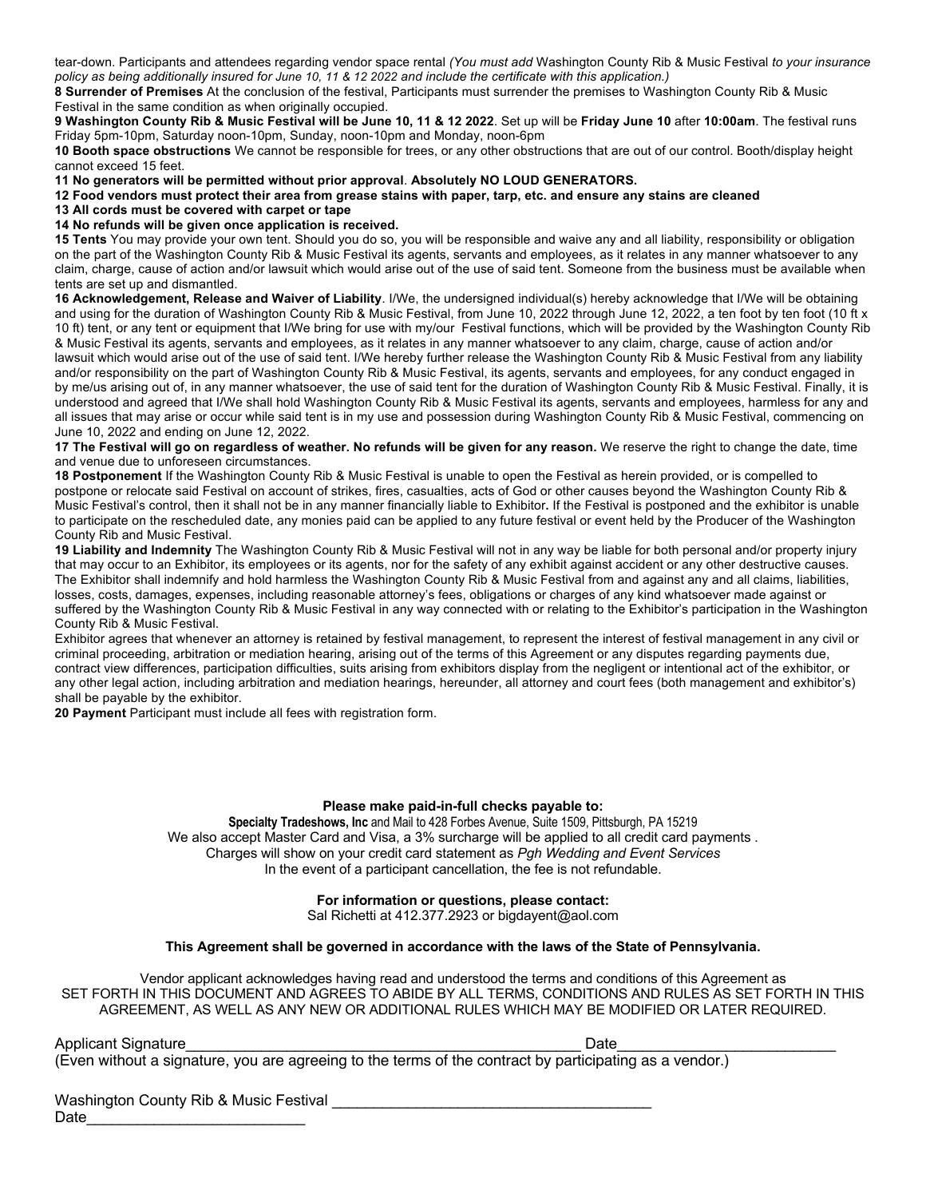tear-down. Participants and attendees regarding vendor space rental *(You must add* Washington County Rib & Music Festival *to your insurance policy as being additionally insured for June 10, 11 & 12 2022 and include the certificate with this application.)*

**8 Surrender of Premises** At the conclusion of the festival, Participants must surrender the premises to Washington County Rib & Music Festival in the same condition as when originally occupied.

**9 Washington County Rib & Music Festival will be June 10, 11 & 12 2022**. Set up will be **Friday June 10** after **10:00am**. The festival runs Friday 5pm-10pm, Saturday noon-10pm, Sunday, noon-10pm and Monday, noon-6pm

**10 Booth space obstructions** We cannot be responsible for trees, or any other obstructions that are out of our control. Booth/display height cannot exceed 15 feet.

**11 No generators will be permitted without prior approval**. **Absolutely NO LOUD GENERATORS.**

**12 Food vendors must protect their area from grease stains with paper, tarp, etc. and ensure any stains are cleaned**

**13 All cords must be covered with carpet or tape**

**14 No refunds will be given once application is received.**

**15 Tents** You may provide your own tent. Should you do so, you will be responsible and waive any and all liability, responsibility or obligation on the part of the Washington County Rib & Music Festival its agents, servants and employees, as it relates in any manner whatsoever to any claim, charge, cause of action and/or lawsuit which would arise out of the use of said tent. Someone from the business must be available when tents are set up and dismantled.

**16 Acknowledgement, Release and Waiver of Liability**. I/We, the undersigned individual(s) hereby acknowledge that I/We will be obtaining and using for the duration of Washington County Rib & Music Festival, from June 10, 2022 through June 12, 2022, a ten foot by ten foot (10 ft x 10 ft) tent, or any tent or equipment that I/We bring for use with my/our Festival functions, which will be provided by the Washington County Rib & Music Festival its agents, servants and employees, as it relates in any manner whatsoever to any claim, charge, cause of action and/or lawsuit which would arise out of the use of said tent. I/We hereby further release the Washington County Rib & Music Festival from any liability and/or responsibility on the part of Washington County Rib & Music Festival, its agents, servants and employees, for any conduct engaged in by me/us arising out of, in any manner whatsoever, the use of said tent for the duration of Washington County Rib & Music Festival. Finally, it is understood and agreed that I/We shall hold Washington County Rib & Music Festival its agents, servants and employees, harmless for any and all issues that may arise or occur while said tent is in my use and possession during Washington County Rib & Music Festival, commencing on June 10, 2022 and ending on June 12, 2022.

**17 The Festival will go on regardless of weather. No refunds will be given for any reason.** We reserve the right to change the date, time and venue due to unforeseen circumstances.

**18 Postponement** If the Washington County Rib & Music Festival is unable to open the Festival as herein provided, or is compelled to postpone or relocate said Festival on account of strikes, fires, casualties, acts of God or other causes beyond the Washington County Rib & Music Festival's control, then it shall not be in any manner financially liable to Exhibitor**.** If the Festival is postponed and the exhibitor is unable to participate on the rescheduled date, any monies paid can be applied to any future festival or event held by the Producer of the Washington County Rib and Music Festival.

**19 Liability and Indemnity** The Washington County Rib & Music Festival will not in any way be liable for both personal and/or property injury that may occur to an Exhibitor, its employees or its agents, nor for the safety of any exhibit against accident or any other destructive causes. The Exhibitor shall indemnify and hold harmless the Washington County Rib & Music Festival from and against any and all claims, liabilities, losses, costs, damages, expenses, including reasonable attorney's fees, obligations or charges of any kind whatsoever made against or suffered by the Washington County Rib & Music Festival in any way connected with or relating to the Exhibitor's participation in the Washington County Rib & Music Festival.

Exhibitor agrees that whenever an attorney is retained by festival management, to represent the interest of festival management in any civil or criminal proceeding, arbitration or mediation hearing, arising out of the terms of this Agreement or any disputes regarding payments due, contract view differences, participation difficulties, suits arising from exhibitors display from the negligent or intentional act of the exhibitor, or any other legal action, including arbitration and mediation hearings, hereunder, all attorney and court fees (both management and exhibitor's) shall be payable by the exhibitor.

**20 Payment** Participant must include all fees with registration form.

**Please make paid-in-full checks payable to:**
**Specialty Tradeshows, Inc** and Mail to 428 Forbes Avenue, Suite 1509, Pittsburgh, PA 15219
We also accept Master Card and Visa, a 3% surcharge will be applied to all credit card payments .
Charges will show on your credit card statement as *Pgh Wedding and Event Services*
In the event of a participant cancellation, the fee is not refundable.

**For information or questions, please contact:**
Sal Richetti at 412.377.2923 or bigdayent@aol.com

**This Agreement shall be governed in accordance with the laws of the State of Pennsylvania.**

Vendor applicant acknowledges having read and understood the terms and conditions of this Agreement as SET FORTH IN THIS DOCUMENT AND AGREES TO ABIDE BY ALL TERMS, CONDITIONS AND RULES AS SET FORTH IN THIS AGREEMENT, AS WELL AS ANY NEW OR ADDITIONAL RULES WHICH MAY BE MODIFIED OR LATER REQUIRED.

Applicant Signature__________________________________________________ Date__________________________
(Even without a signature, you are agreeing to the terms of the contract by participating as a vendor.)

Washington County Rib & Music Festival ________________________________________
Date__________________________